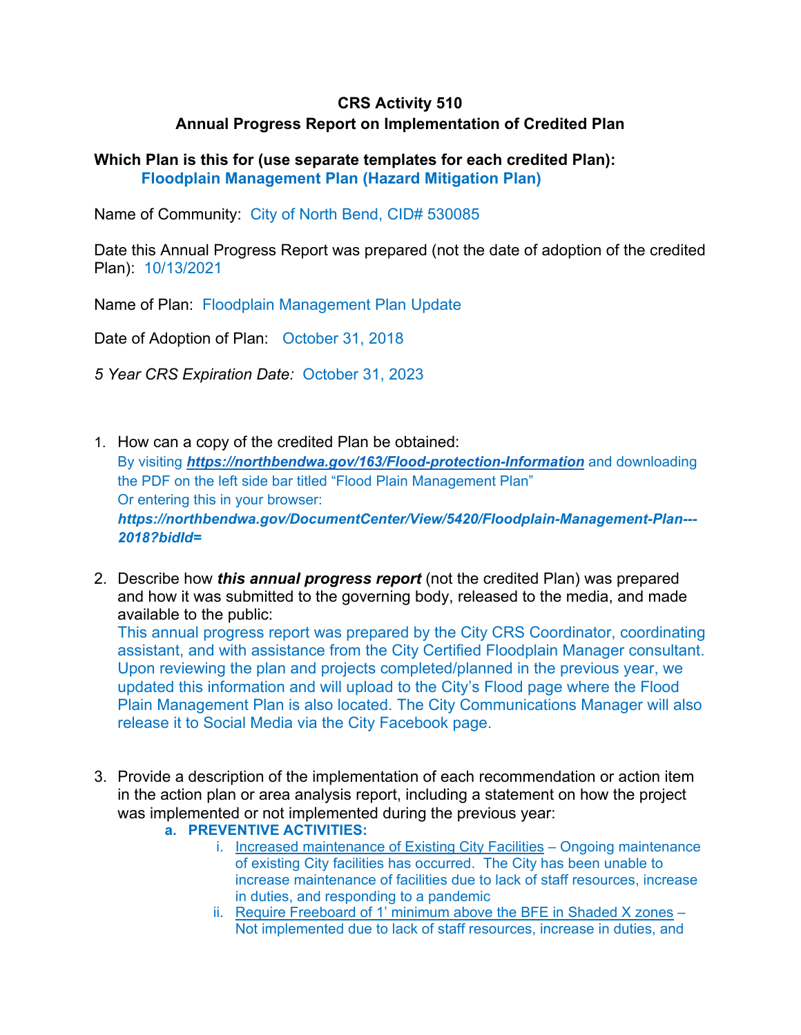**CRS Activity 510**
**Annual Progress Report on Implementation of Credited Plan**

**Which Plan is this for (use separate templates for each credited Plan):**
**Floodplain Management Plan (Hazard Mitigation Plan)**

Name of Community: City of North Bend, CID# 530085

Date this Annual Progress Report was prepared (not the date of adoption of the credited Plan): 10/13/2021

Name of Plan: Floodplain Management Plan Update

Date of Adoption of Plan: October 31, 2018

*5 Year CRS Expiration Date:* October 31, 2023

1. How can a copy of the credited Plan be obtained:
   By visiting ***https://northbendwa.gov/163/Flood-protection-Information*** and downloading the PDF on the left side bar titled "Flood Plain Management Plan"
   Or entering this in your browser:
   ***https://northbendwa.gov/DocumentCenter/View/5420/Floodplain-Management-Plan---2018?bidId=***

2. Describe how ***this annual progress report*** (not the credited Plan) was prepared and how it was submitted to the governing body, released to the media, and made available to the public:
   This annual progress report was prepared by the City CRS Coordinator, coordinating assistant, and with assistance from the City Certified Floodplain Manager consultant. Upon reviewing the plan and projects completed/planned in the previous year, we updated this information and will upload to the City's Flood page where the Flood Plain Management Plan is also located. The City Communications Manager will also release it to Social Media via the City Facebook page.

3. Provide a description of the implementation of each recommendation or action item in the action plan or area analysis report, including a statement on how the project was implemented or not implemented during the previous year:
   a. **PREVENTIVE ACTIVITIES:**
      i. Increased maintenance of Existing City Facilities – Ongoing maintenance of existing City facilities has occurred. The City has been unable to increase maintenance of facilities due to lack of staff resources, increase in duties, and responding to a pandemic
      ii. Require Freeboard of 1' minimum above the BFE in Shaded X zones – Not implemented due to lack of staff resources, increase in duties, and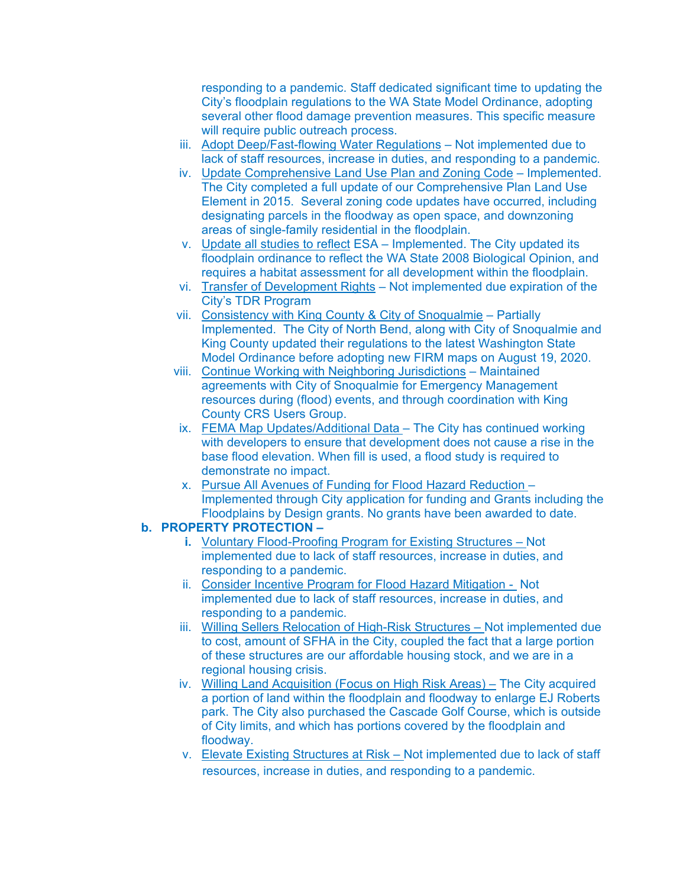responding to a pandemic. Staff dedicated significant time to updating the City's floodplain regulations to the WA State Model Ordinance, adopting several other flood damage prevention measures. This specific measure will require public outreach process.

iii. Adopt Deep/Fast-flowing Water Regulations – Not implemented due to lack of staff resources, increase in duties, and responding to a pandemic.

iv. Update Comprehensive Land Use Plan and Zoning Code – Implemented. The City completed a full update of our Comprehensive Plan Land Use Element in 2015. Several zoning code updates have occurred, including designating parcels in the floodway as open space, and downzoning areas of single-family residential in the floodplain.

v. Update all studies to reflect ESA – Implemented. The City updated its floodplain ordinance to reflect the WA State 2008 Biological Opinion, and requires a habitat assessment for all development within the floodplain.

vi. Transfer of Development Rights – Not implemented due expiration of the City's TDR Program

vii. Consistency with King County & City of Snoqualmie – Partially Implemented. The City of North Bend, along with City of Snoqualmie and King County updated their regulations to the latest Washington State Model Ordinance before adopting new FIRM maps on August 19, 2020.

viii. Continue Working with Neighboring Jurisdictions – Maintained agreements with City of Snoqualmie for Emergency Management resources during (flood) events, and through coordination with King County CRS Users Group.

ix. FEMA Map Updates/Additional Data – The City has continued working with developers to ensure that development does not cause a rise in the base flood elevation. When fill is used, a flood study is required to demonstrate no impact.

x. Pursue All Avenues of Funding for Flood Hazard Reduction – Implemented through City application for funding and Grants including the Floodplains by Design grants. No grants have been awarded to date.

**b. PROPERTY PROTECTION –**

**i.** Voluntary Flood-Proofing Program for Existing Structures – Not implemented due to lack of staff resources, increase in duties, and responding to a pandemic.

ii. Consider Incentive Program for Flood Hazard Mitigation - Not implemented due to lack of staff resources, increase in duties, and responding to a pandemic.

iii. Willing Sellers Relocation of High-Risk Structures – Not implemented due to cost, amount of SFHA in the City, coupled the fact that a large portion of these structures are our affordable housing stock, and we are in a regional housing crisis.

iv. Willing Land Acquisition (Focus on High Risk Areas) – The City acquired a portion of land within the floodplain and floodway to enlarge EJ Roberts park. The City also purchased the Cascade Golf Course, which is outside of City limits, and which has portions covered by the floodplain and floodway.

v. Elevate Existing Structures at Risk – Not implemented due to lack of staff resources, increase in duties, and responding to a pandemic.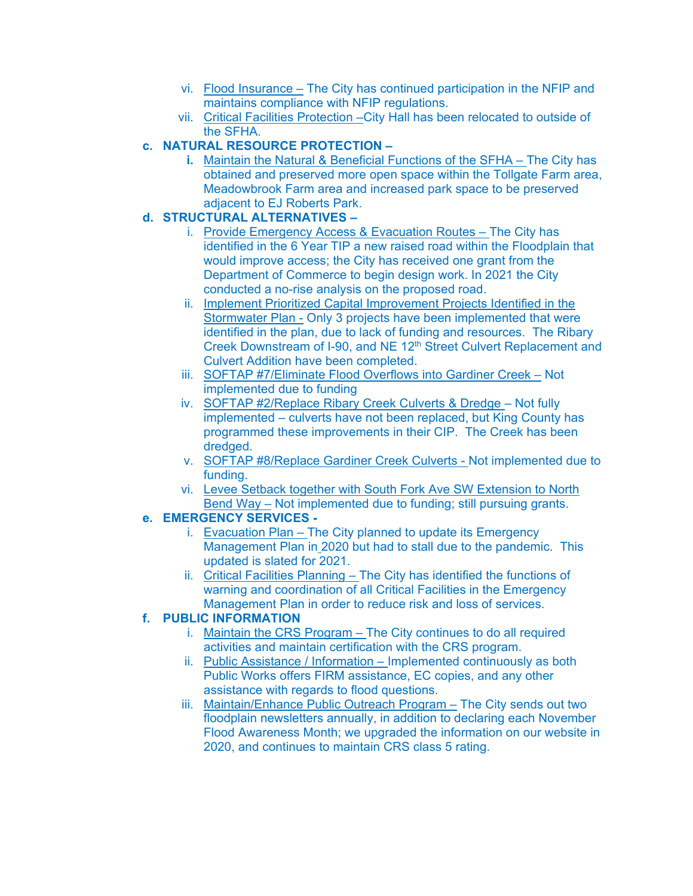vi. Flood Insurance – The City has continued participation in the NFIP and maintains compliance with NFIP regulations.

vii. Critical Facilities Protection –City Hall has been relocated to outside of the SFHA.

**c. NATURAL RESOURCE PROTECTION –**

**i.** Maintain the Natural & Beneficial Functions of the SFHA – The City has obtained and preserved more open space within the Tollgate Farm area, Meadowbrook Farm area and increased park space to be preserved adjacent to EJ Roberts Park.

**d. STRUCTURAL ALTERNATIVES –**

i. Provide Emergency Access & Evacuation Routes – The City has identified in the 6 Year TIP a new raised road within the Floodplain that would improve access; the City has received one grant from the Department of Commerce to begin design work. In 2021 the City conducted a no-rise analysis on the proposed road.

ii. Implement Prioritized Capital Improvement Projects Identified in the Stormwater Plan - Only 3 projects have been implemented that were identified in the plan, due to lack of funding and resources. The Ribary Creek Downstream of I-90, and NE 12th Street Culvert Replacement and Culvert Addition have been completed.

iii. SOFTAP #7/Eliminate Flood Overflows into Gardiner Creek – Not implemented due to funding

iv. SOFTAP #2/Replace Ribary Creek Culverts & Dredge – Not fully implemented – culverts have not been replaced, but King County has programmed these improvements in their CIP. The Creek has been dredged.

v. SOFTAP #8/Replace Gardiner Creek Culverts - Not implemented due to funding.

vi. Levee Setback together with South Fork Ave SW Extension to North Bend Way – Not implemented due to funding; still pursuing grants.

**e. EMERGENCY SERVICES -**

i. Evacuation Plan – The City planned to update its Emergency Management Plan in 2020 but had to stall due to the pandemic. This updated is slated for 2021.

ii. Critical Facilities Planning – The City has identified the functions of warning and coordination of all Critical Facilities in the Emergency Management Plan in order to reduce risk and loss of services.

**f. PUBLIC INFORMATION**

i. Maintain the CRS Program – The City continues to do all required activities and maintain certification with the CRS program.

ii. Public Assistance / Information – Implemented continuously as both Public Works offers FIRM assistance, EC copies, and any other assistance with regards to flood questions.

iii. Maintain/Enhance Public Outreach Program – The City sends out two floodplain newsletters annually, in addition to declaring each November Flood Awareness Month; we upgraded the information on our website in 2020, and continues to maintain CRS class 5 rating.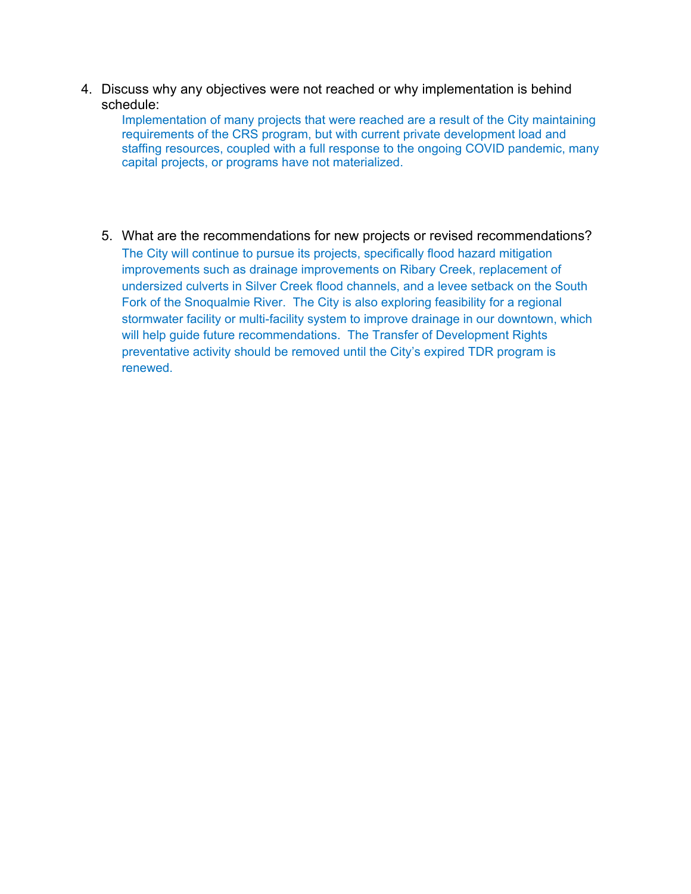4. Discuss why any objectives were not reached or why implementation is behind schedule:

   Implementation of many projects that were reached are a result of the City maintaining requirements of the CRS program, but with current private development load and staffing resources, coupled with a full response to the ongoing COVID pandemic, many capital projects, or programs have not materialized.

5. What are the recommendations for new projects or revised recommendations?

   The City will continue to pursue its projects, specifically flood hazard mitigation improvements such as drainage improvements on Ribary Creek, replacement of undersized culverts in Silver Creek flood channels, and a levee setback on the South Fork of the Snoqualmie River. The City is also exploring feasibility for a regional stormwater facility or multi-facility system to improve drainage in our downtown, which will help guide future recommendations. The Transfer of Development Rights preventative activity should be removed until the City's expired TDR program is renewed.